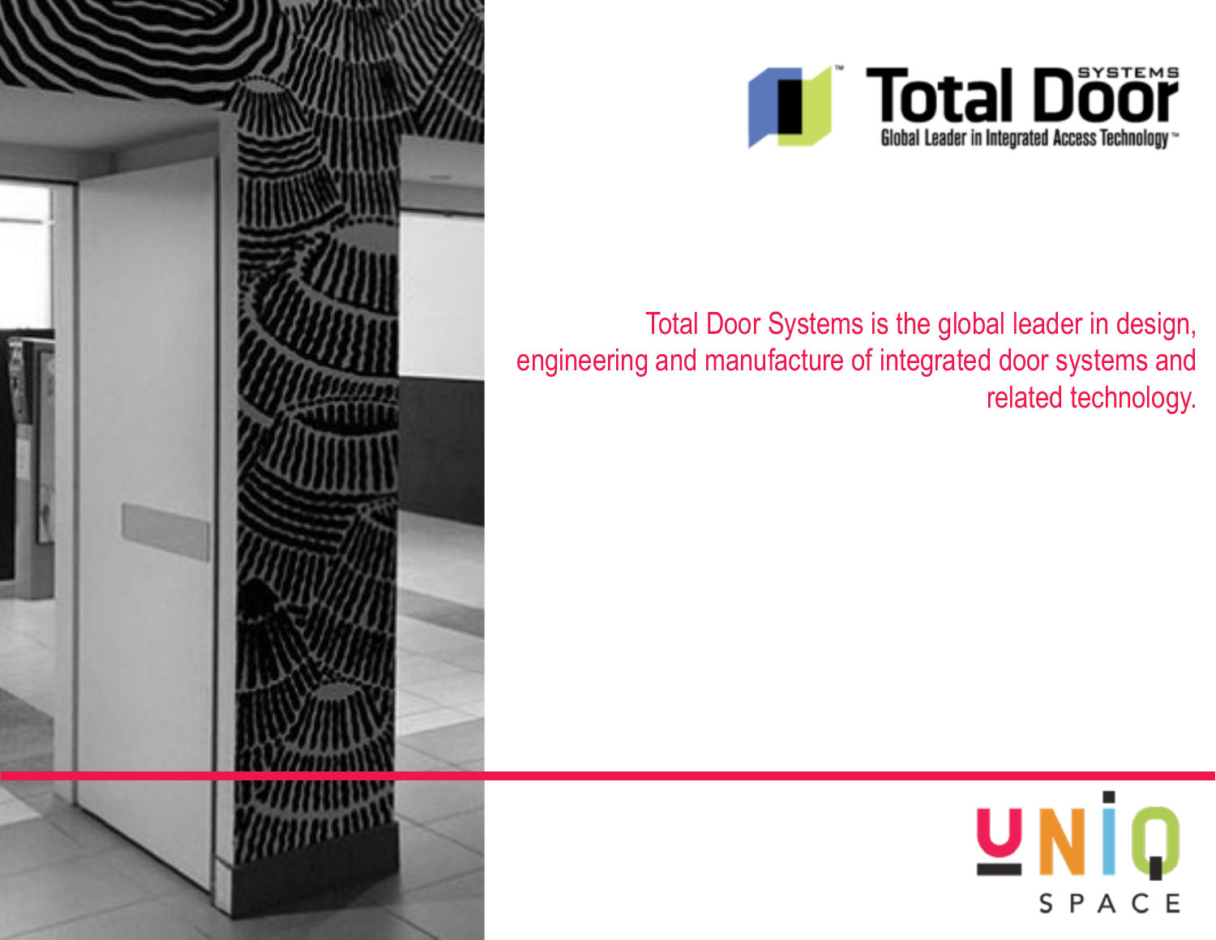Total Door™ SYSTEMS

Global Leader in Integrated Access Technology™

Total Door Systems is the global leader in design, engineering and manufacture of integrated door systems and related technology.

UNIQ SPACE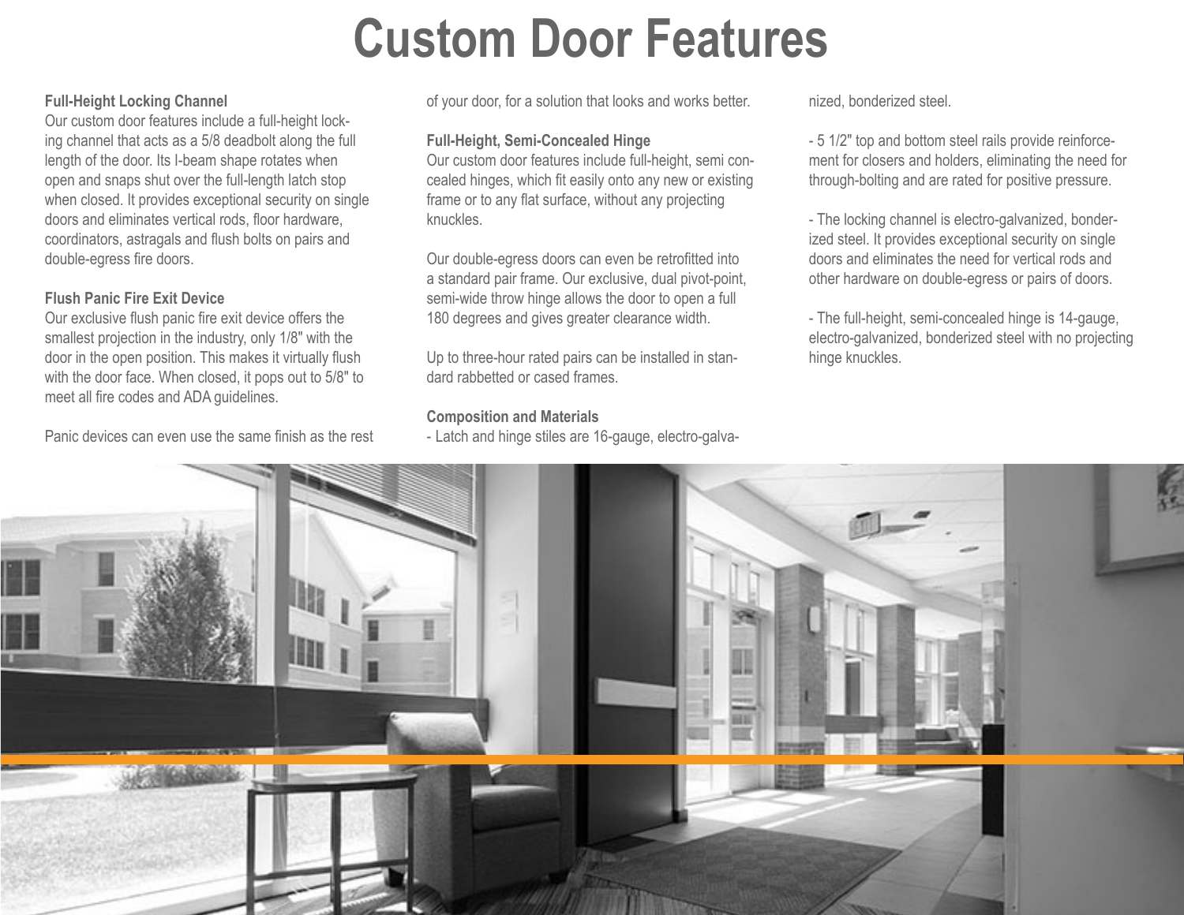# Custom Door Features

### Full-Height Locking Channel

Our custom door features include a full-height locking channel that acts as a 5/8 deadbolt along the full length of the door. Its I-beam shape rotates when open and snaps shut over the full-length latch stop when closed. It provides exceptional security on single doors and eliminates vertical rods, floor hardware, coordinators, astragals and flush bolts on pairs and double-egress fire doors.

### Flush Panic Fire Exit Device

Our exclusive flush panic fire exit device offers the smallest projection in the industry, only 1/8" with the door in the open position. This makes it virtually flush with the door face. When closed, it pops out to 5/8" to meet all fire codes and ADA guidelines.

Panic devices can even use the same finish as the rest of your door, for a solution that looks and works better.

### Full-Height, Semi-Concealed Hinge

Our custom door features include full-height, semi concealed hinges, which fit easily onto any new or existing frame or to any flat surface, without any projecting knuckles.

Our double-egress doors can even be retrofitted into a standard pair frame. Our exclusive, dual pivot-point, semi-wide throw hinge allows the door to open a full 180 degrees and gives greater clearance width.

Up to three-hour rated pairs can be installed in standard rabbetted or cased frames.

### Composition and Materials

- Latch and hinge stiles are 16-gauge, electro-galvanized, bonderized steel.

- 5 1/2" top and bottom steel rails provide reinforcement for closers and holders, eliminating the need for through-bolting and are rated for positive pressure.

- The locking channel is electro-galvanized, bonderized steel. It provides exceptional security on single doors and eliminates the need for vertical rods and other hardware on double-egress or pairs of doors.

- The full-height, semi-concealed hinge is 14-gauge, electro-galvanized, bonderized steel with no projecting hinge knuckles.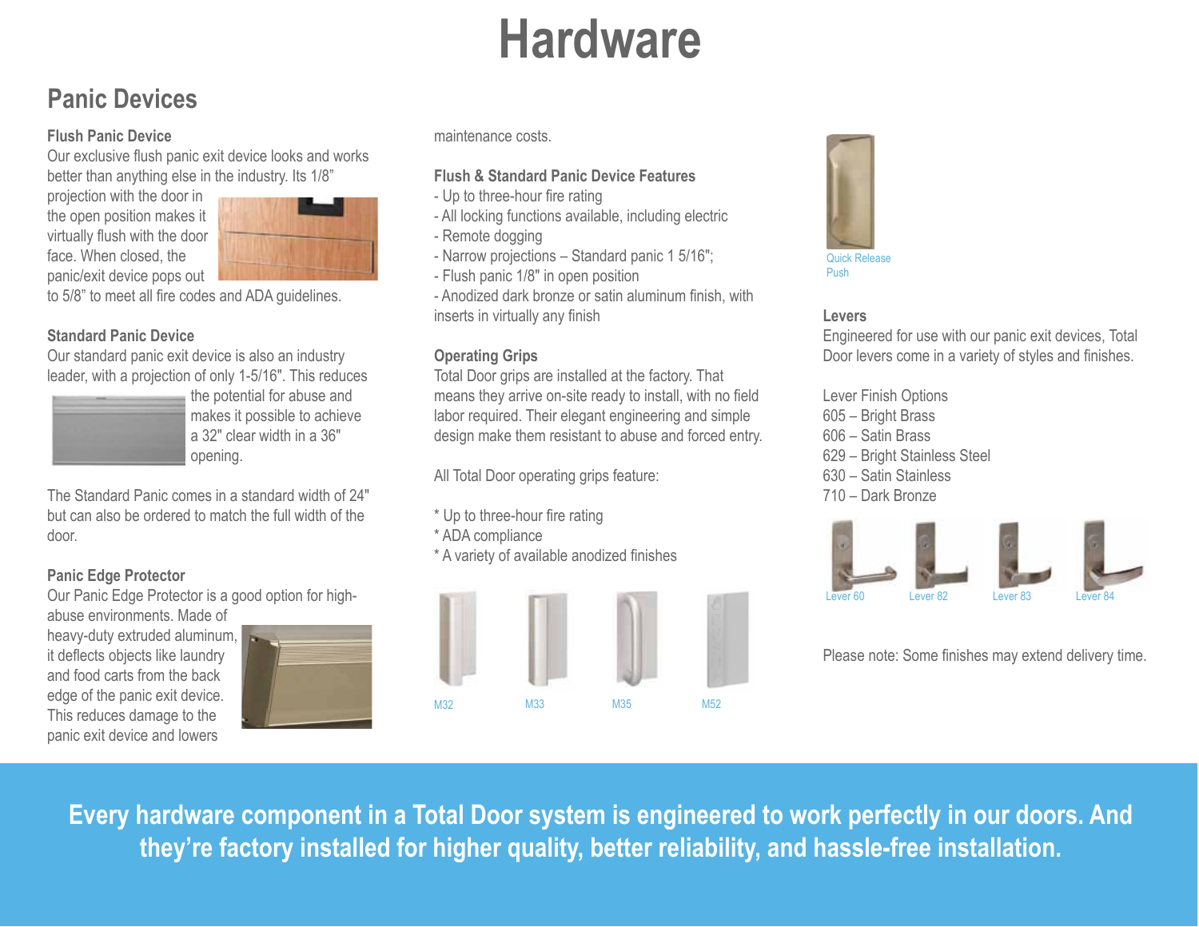# Hardware

## Panic Devices

### Flush Panic Device

Our exclusive flush panic exit device looks and works better than anything else in the industry. Its 1/8" projection with the door in the open position makes it virtually flush with the door face. When closed, the panic/exit device pops out to 5/8" to meet all fire codes and ADA guidelines.

### Standard Panic Device

Our standard panic exit device is also an industry leader, with a projection of only 1-5/16". This reduces the potential for abuse and makes it possible to achieve a 32" clear width in a 36" opening.

The Standard Panic comes in a standard width of 24" but can also be ordered to match the full width of the door.

### Panic Edge Protector

Our Panic Edge Protector is a good option for high-abuse environments. Made of heavy-duty extruded aluminum, it deflects objects like laundry and food carts from the back edge of the panic exit device. This reduces damage to the panic exit device and lowers maintenance costs.

### Flush & Standard Panic Device Features

- Up to three-hour fire rating
- All locking functions available, including electric
- Remote dogging
- Narrow projections – Standard panic 1 5/16";
- Flush panic 1/8" in open position
- Anodized dark bronze or satin aluminum finish, with inserts in virtually any finish

### Operating Grips

Total Door grips are installed at the factory. That means they arrive on-site ready to install, with no field labor required. Their elegant engineering and simple design make them resistant to abuse and forced entry.

All Total Door operating grips feature:

* Up to three-hour fire rating
* ADA compliance
* A variety of available anodized finishes

M32 M33 M35 M52

Quick Release Push

### Levers

Engineered for use with our panic exit devices, Total Door levers come in a variety of styles and finishes.

Lever Finish Options
605 – Bright Brass
606 – Satin Brass
629 – Bright Stainless Steel
630 – Satin Stainless
710 – Dark Bronze

Lever 60 Lever 82 Lever 83 Lever 84

Please note: Some finishes may extend delivery time.

**Every hardware component in a Total Door system is engineered to work perfectly in our doors. And they're factory installed for higher quality, better reliability, and hassle-free installation.**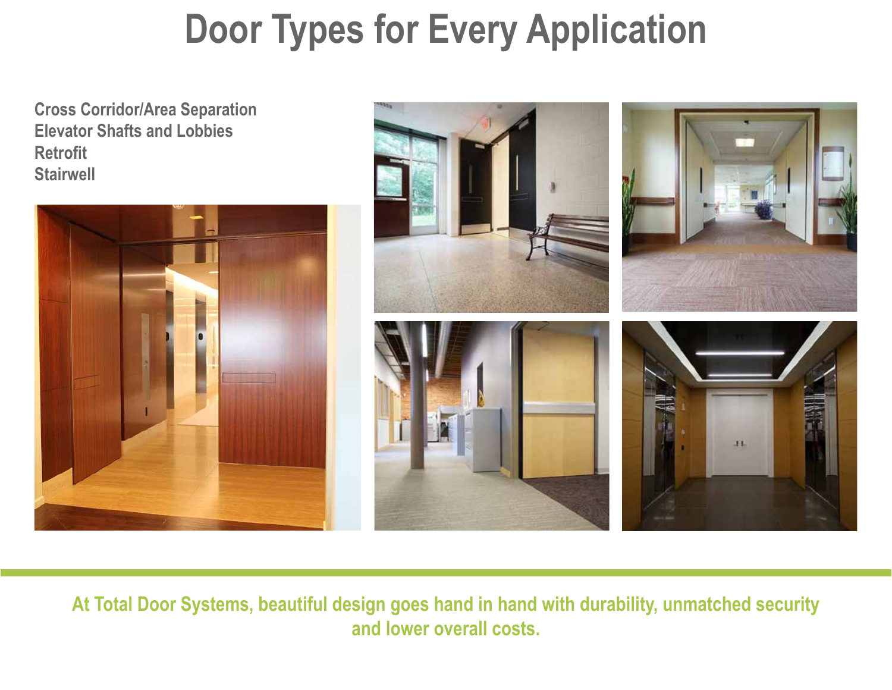# Door Types for Every Application

**Cross Corridor/Area Separation**
**Elevator Shafts and Lobbies**
**Retrofit**
**Stairwell**

**At Total Door Systems, beautiful design goes hand in hand with durability, unmatched security and lower overall costs.**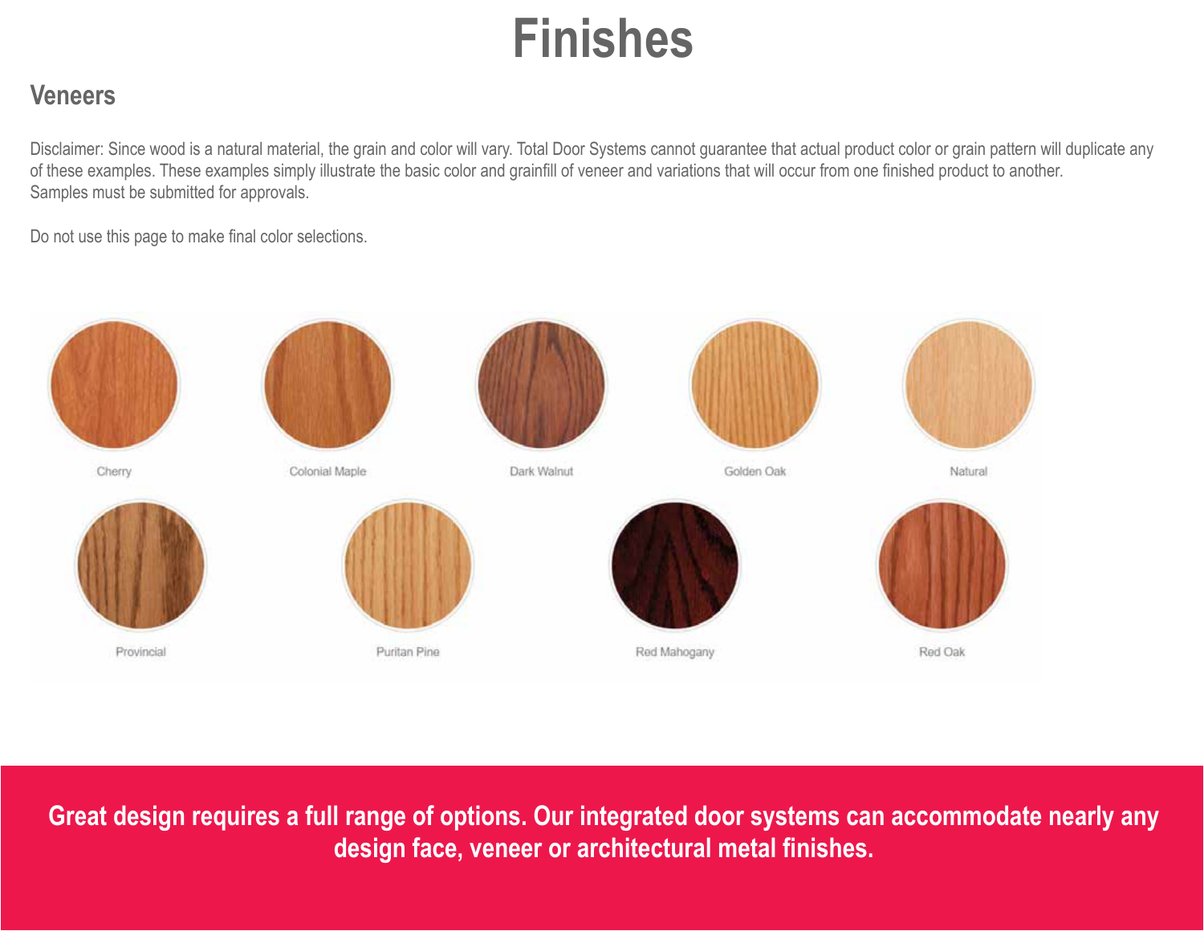# Finishes

## Veneers

Disclaimer: Since wood is a natural material, the grain and color will vary. Total Door Systems cannot guarantee that actual product color or grain pattern will duplicate any of these examples. These examples simply illustrate the basic color and grainfill of veneer and variations that will occur from one finished product to another.
Samples must be submitted for approvals.

Do not use this page to make final color selections.

Cherry

Colonial Maple

Dark Walnut

Golden Oak

Natural

Provincial

Puritan Pine

Red Mahogany

Red Oak

**Great design requires a full range of options. Our integrated door systems can accommodate nearly any design face, veneer or architectural metal finishes.**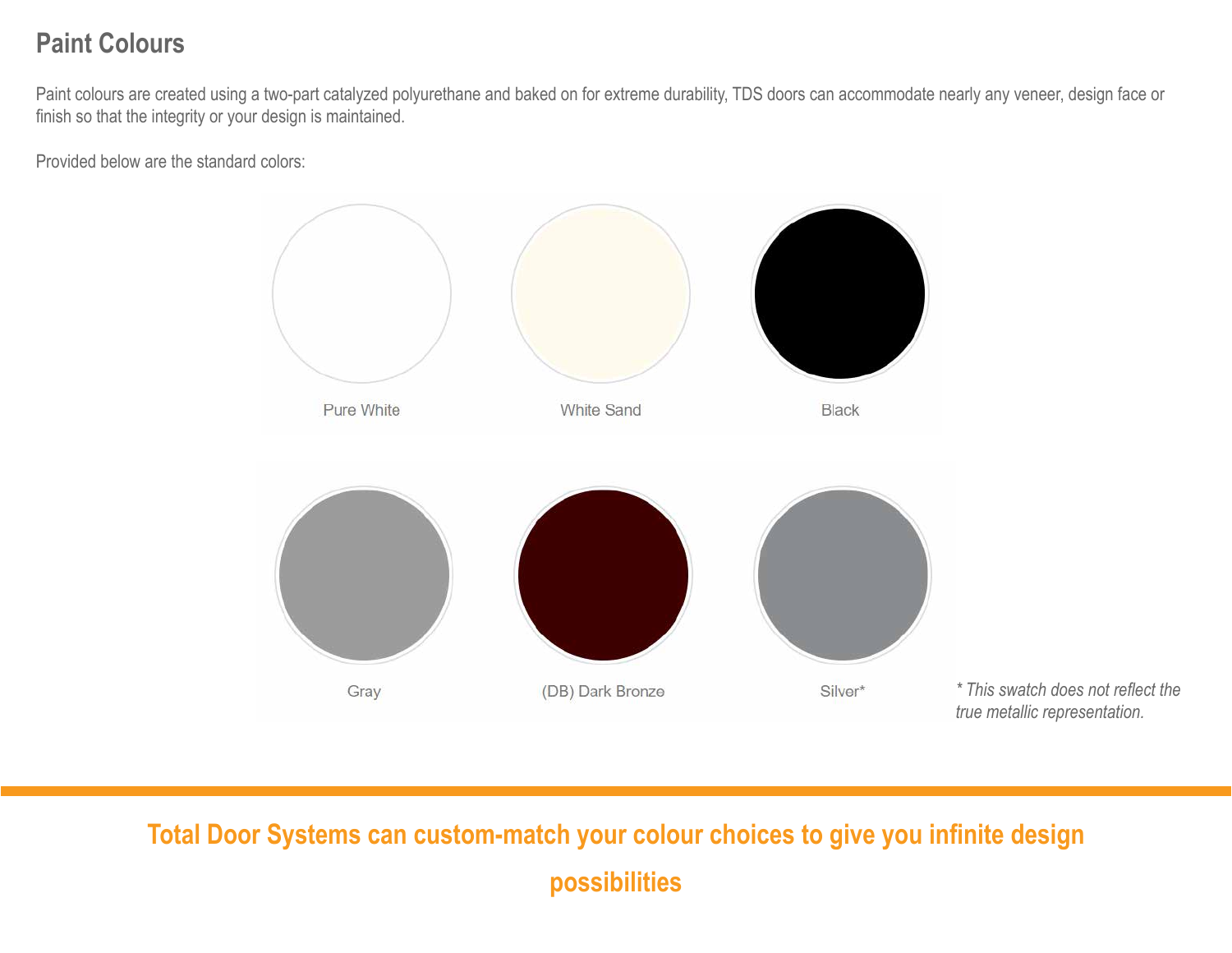## Paint Colours

Paint colours are created using a two-part catalyzed polyurethane and baked on for extreme durability, TDS doors can accommodate nearly any veneer, design face or finish so that the integrity or your design is maintained.

Provided below are the standard colors:

Pure White

White Sand

Black

Gray

(DB) Dark Bronze

Silver*

*\* This swatch does not reflect the true metallic representation.*

**Total Door Systems can custom-match your colour choices to give you infinite design possibilities**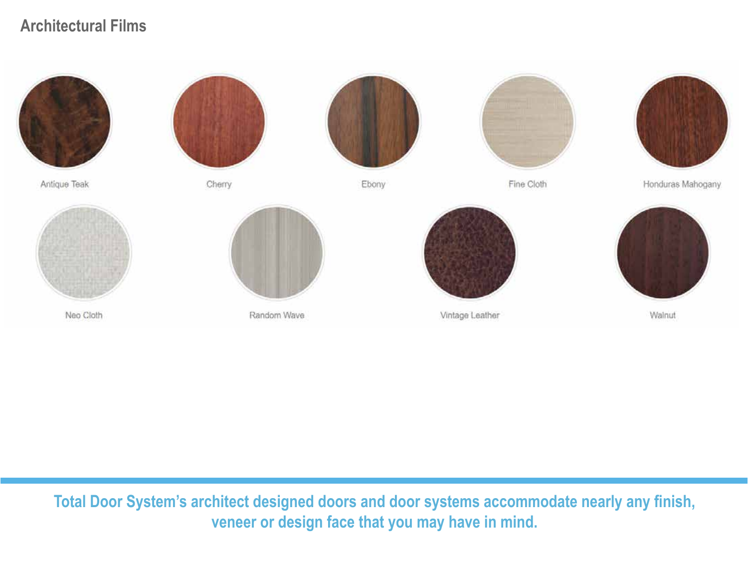## Architectural Films

Antique Teak

Cherry

Ebony

Fine Cloth

Honduras Mahogany

Neo Cloth

Random Wave

Vintage Leather

Walnut

**Total Door System's architect designed doors and door systems accommodate nearly any finish, veneer or design face that you may have in mind.**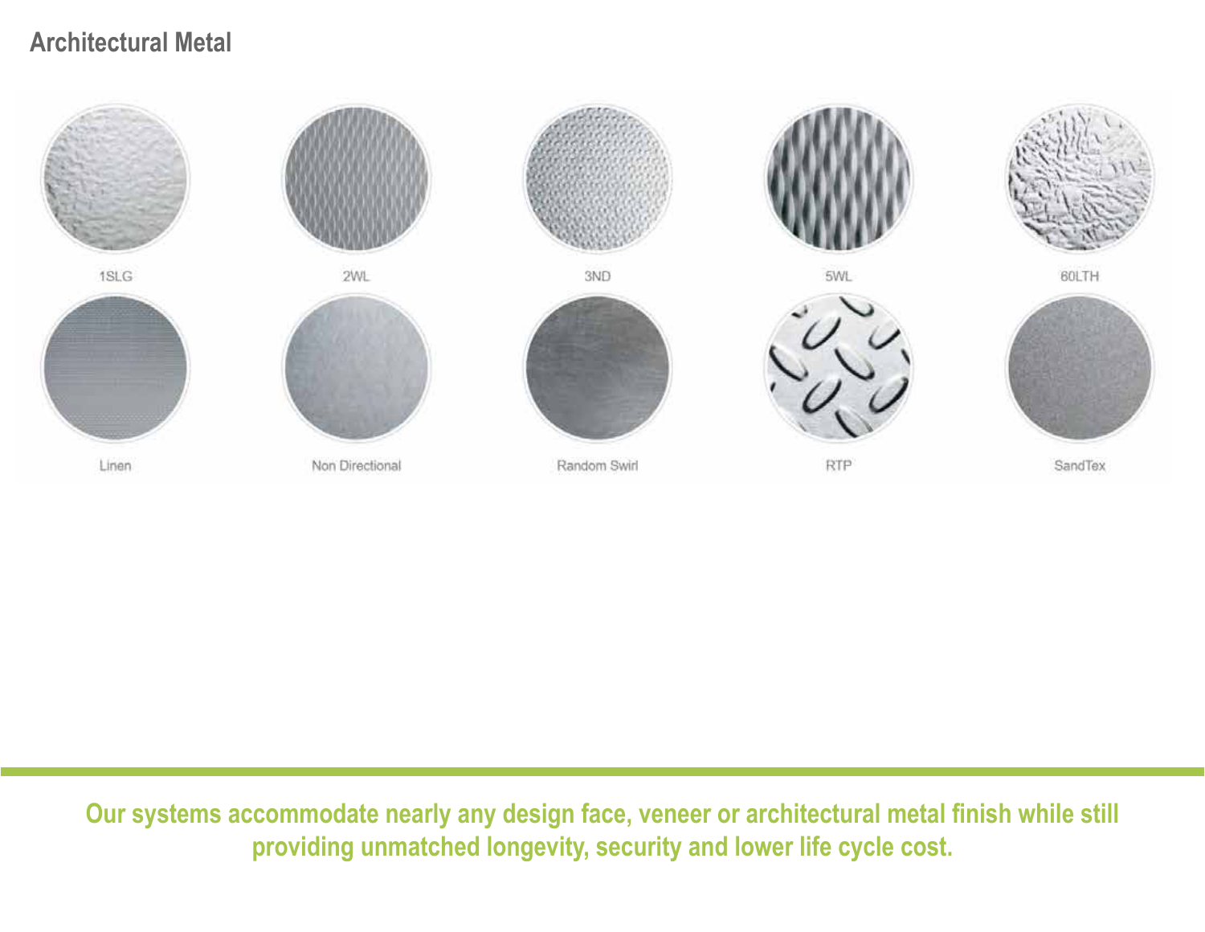## Architectural Metal

1SLG

2WL

3ND

5WL

60LTH

Linen

Non Directional

Random Swirl

RTP

SandTex

**Our systems accommodate nearly any design face, veneer or architectural metal finish while still providing unmatched longevity, security and lower life cycle cost.**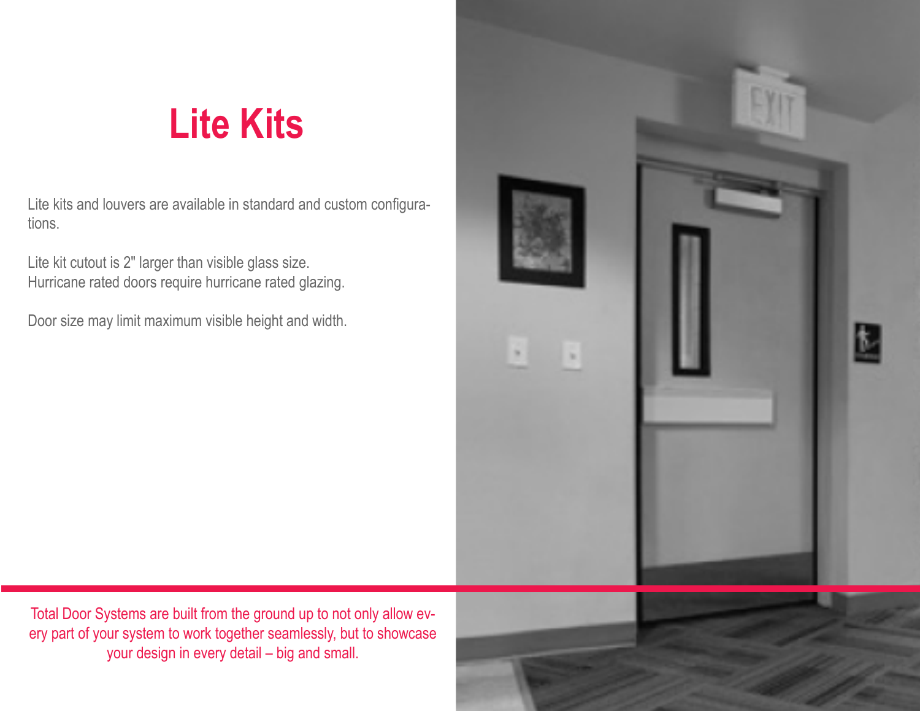# Lite Kits

Lite kits and louvers are available in standard and custom configurations.

Lite kit cutout is 2" larger than visible glass size.
Hurricane rated doors require hurricane rated glazing.

Door size may limit maximum visible height and width.

Total Door Systems are built from the ground up to not only allow every part of your system to work together seamlessly, but to showcase your design in every detail – big and small.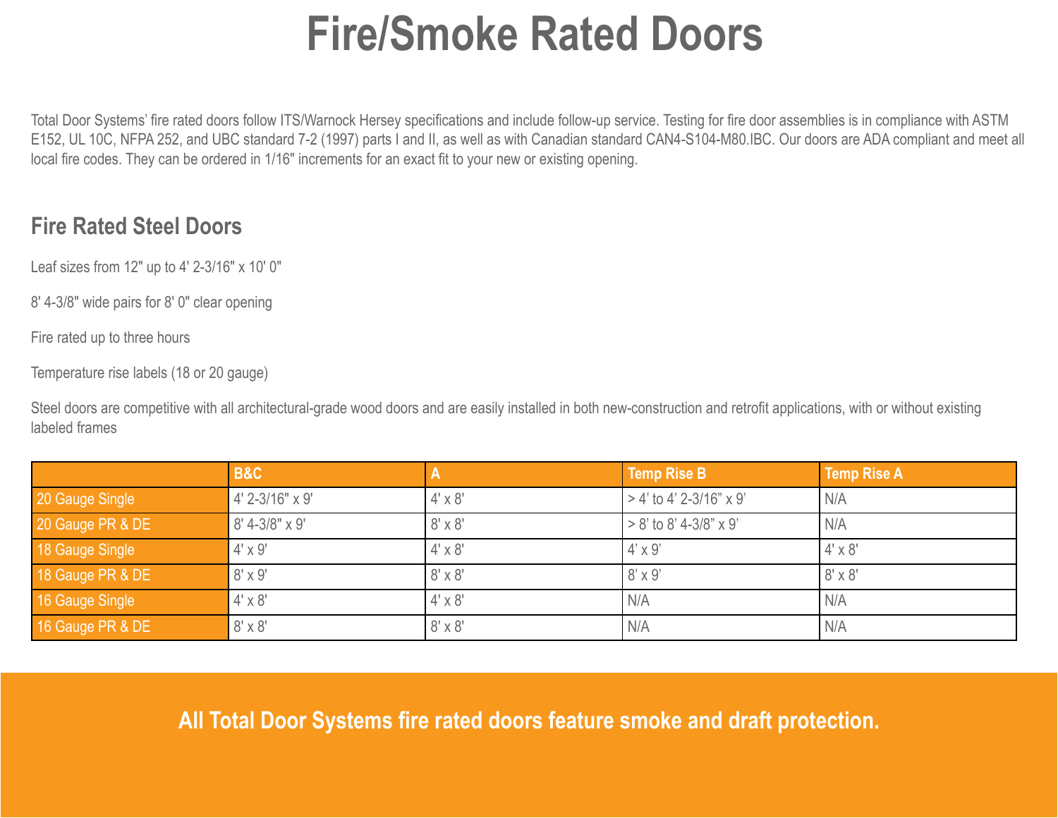# Fire/Smoke Rated Doors

Total Door Systems' fire rated doors follow ITS/Warnock Hersey specifications and include follow-up service. Testing for fire door assemblies is in compliance with ASTM E152, UL 10C, NFPA 252, and UBC standard 7-2 (1997) parts I and II, as well as with Canadian standard CAN4-S104-M80.IBC. Our doors are ADA compliant and meet all local fire codes. They can be ordered in 1/16" increments for an exact fit to your new or existing opening.

## Fire Rated Steel Doors

Leaf sizes from 12" up to 4' 2-3/16" x 10' 0"

8' 4-3/8" wide pairs for 8' 0" clear opening

Fire rated up to three hours

Temperature rise labels (18 or 20 gauge)

Steel doors are competitive with all architectural-grade wood doors and are easily installed in both new-construction and retrofit applications, with or without existing labeled frames

| | B&C | A | Temp Rise B | Temp Rise A |
|---|---|---|---|---|
| 20 Gauge Single | 4' 2-3/16" x 9' | 4' x 8' | > 4' to 4' 2-3/16" x 9' | N/A |
| 20 Gauge PR & DE | 8' 4-3/8" x 9' | 8' x 8' | > 8' to 8' 4-3/8" x 9' | N/A |
| 18 Gauge Single | 4' x 9' | 4' x 8' | 4' x 9' | 4' x 8' |
| 18 Gauge PR & DE | 8' x 9' | 8' x 8' | 8' x 9' | 8' x 8' |
| 16 Gauge Single | 4' x 8' | 4' x 8' | N/A | N/A |
| 16 Gauge PR & DE | 8' x 8' | 8' x 8' | N/A | N/A |

**All Total Door Systems fire rated doors feature smoke and draft protection.**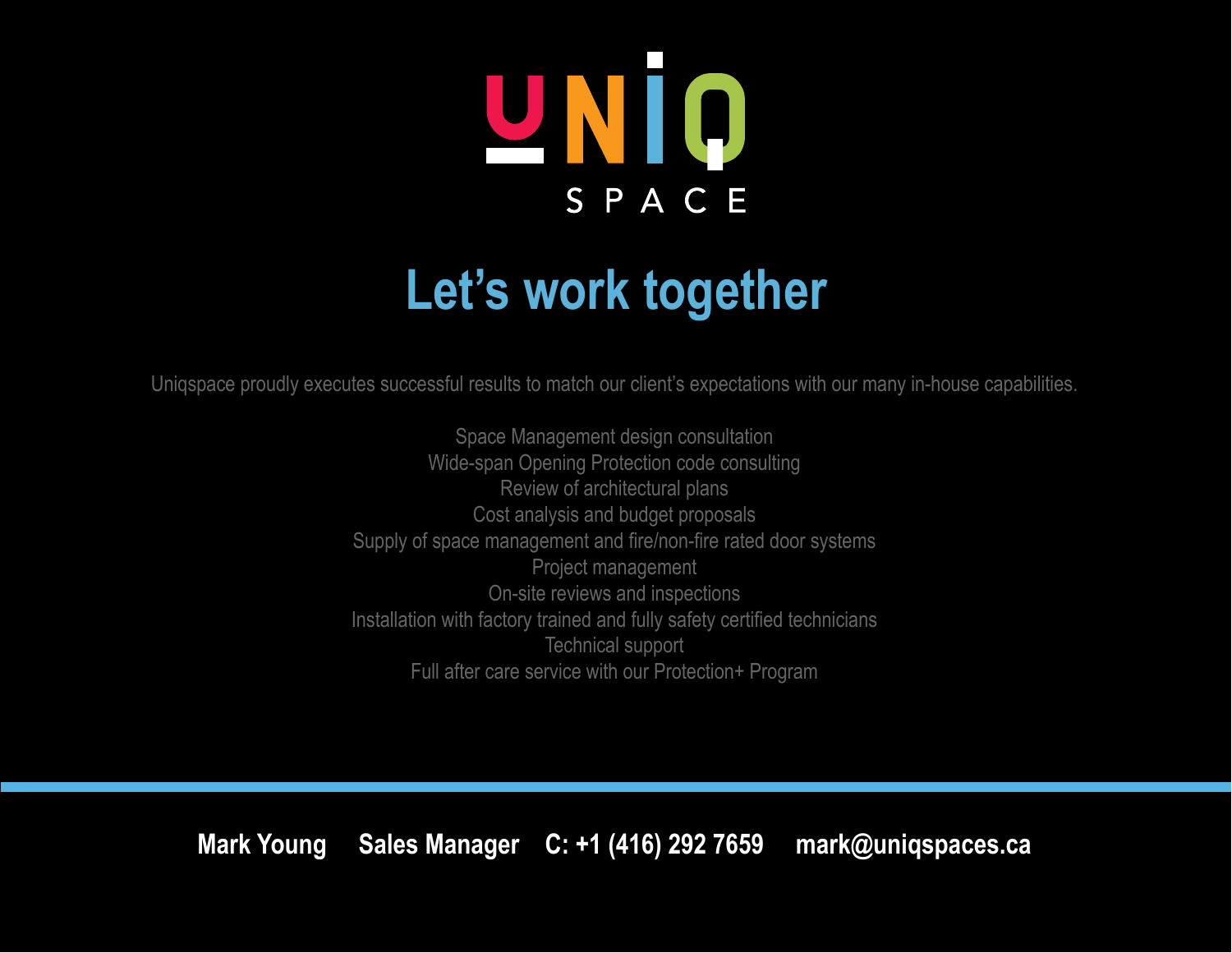UNIQ SPACE

# Let's work together

Uniqspace proudly executes successful results to match our client's expectations with our many in-house capabilities.

Space Management design consultation
Wide-span Opening Protection code consulting
Review of architectural plans
Cost analysis and budget proposals
Supply of space management and fire/non-fire rated door systems
Project management
On-site reviews and inspections
Installation with factory trained and fully safety certified technicians
Technical support
Full after care service with our Protection+ Program

**Mark Young     Sales Manager     C: +1 (416) 292 7659     mark@uniqspaces.ca**